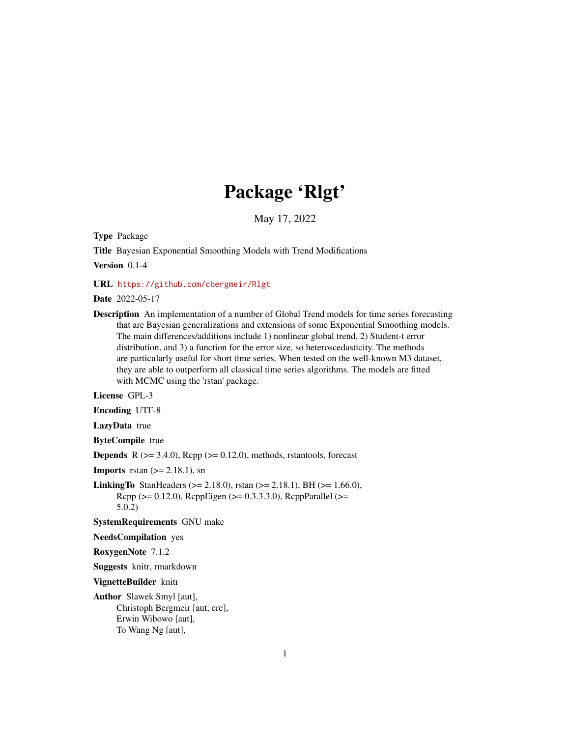# Package 'Rlgt'

May 17, 2022

**Type** Package

**Title** Bayesian Exponential Smoothing Models with Trend Modifications

**Version** 0.1-4

**URL** https://github.com/cbergmeir/Rlgt

**Date** 2022-05-17

**Description** An implementation of a number of Global Trend models for time series forecasting that are Bayesian generalizations and extensions of some Exponential Smoothing models. The main differences/additions include 1) nonlinear global trend, 2) Student-t error distribution, and 3) a function for the error size, so heteroscedasticity. The methods are particularly useful for short time series. When tested on the well-known M3 dataset, they are able to outperform all classical time series algorithms. The models are fitted with MCMC using the 'rstan' package.

**License** GPL-3

**Encoding** UTF-8

**LazyData** true

**ByteCompile** true

**Depends** R (>= 3.4.0), Rcpp (>= 0.12.0), methods, rstantools, forecast

**Imports** rstan (>= 2.18.1), sn

**LinkingTo** StanHeaders (>= 2.18.0), rstan (>= 2.18.1), BH (>= 1.66.0), Rcpp (>= 0.12.0), RcppEigen (>= 0.3.3.3.0), RcppParallel (>= 5.0.2)

**SystemRequirements** GNU make

**NeedsCompilation** yes

**RoxygenNote** 7.1.2

**Suggests** knitr, rmarkdown

**VignetteBuilder** knitr

**Author** Slawek Smyl [aut],
Christoph Bergmeir [aut, cre],
Erwin Wibowo [aut],
To Wang Ng [aut],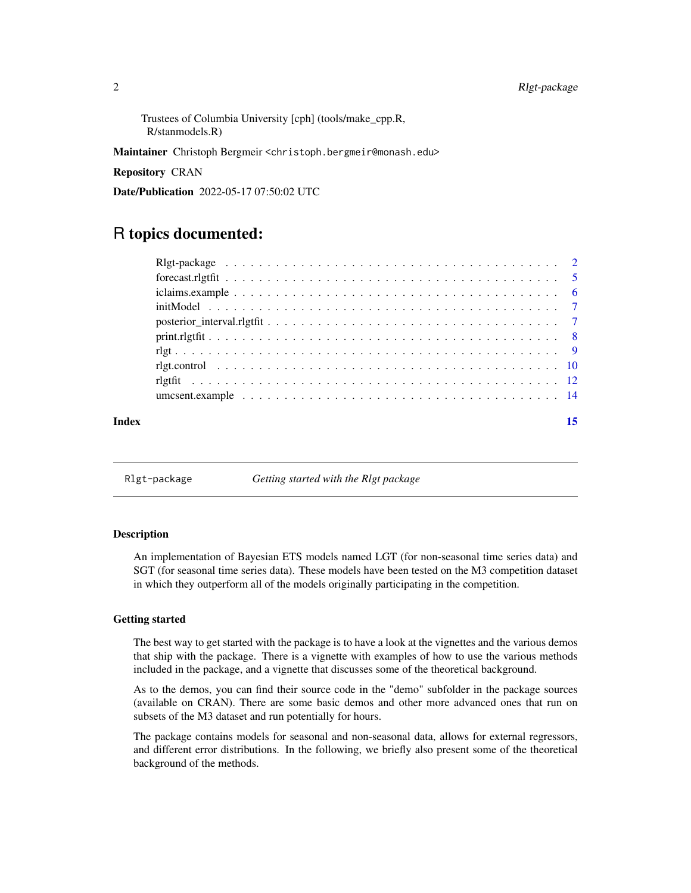Trustees of Columbia University [cph] (tools/make_cpp.R, R/stanmodels.R)

**Maintainer** Christoph Bergmeir <christoph.bergmeir@monash.edu>

**Repository** CRAN

**Date/Publication** 2022-05-17 07:50:02 UTC

# R topics documented:

| | |
|---|---|
| Rlgt-package | 2 |
| forecast.rlgtfit | 5 |
| iclaims.example | 6 |
| initModel | 7 |
| posterior_interval.rlgtfit | 7 |
| print.rlgtfit | 8 |
| rlgt | 9 |
| rlgt.control | 10 |
| rlgtfit | 12 |
| umcsent.example | 14 |

**Index** 15

---

Rlgt-package *Getting started with the Rlgt package*

---

### Description

An implementation of Bayesian ETS models named LGT (for non-seasonal time series data) and SGT (for seasonal time series data). These models have been tested on the M3 competition dataset in which they outperform all of the models originally participating in the competition.

### Getting started

The best way to get started with the package is to have a look at the vignettes and the various demos that ship with the package. There is a vignette with examples of how to use the various methods included in the package, and a vignette that discusses some of the theoretical background.

As to the demos, you can find their source code in the "demo" subfolder in the package sources (available on CRAN). There are some basic demos and other more advanced ones that run on subsets of the M3 dataset and run potentially for hours.

The package contains models for seasonal and non-seasonal data, allows for external regressors, and different error distributions. In the following, we briefly also present some of the theoretical background of the methods.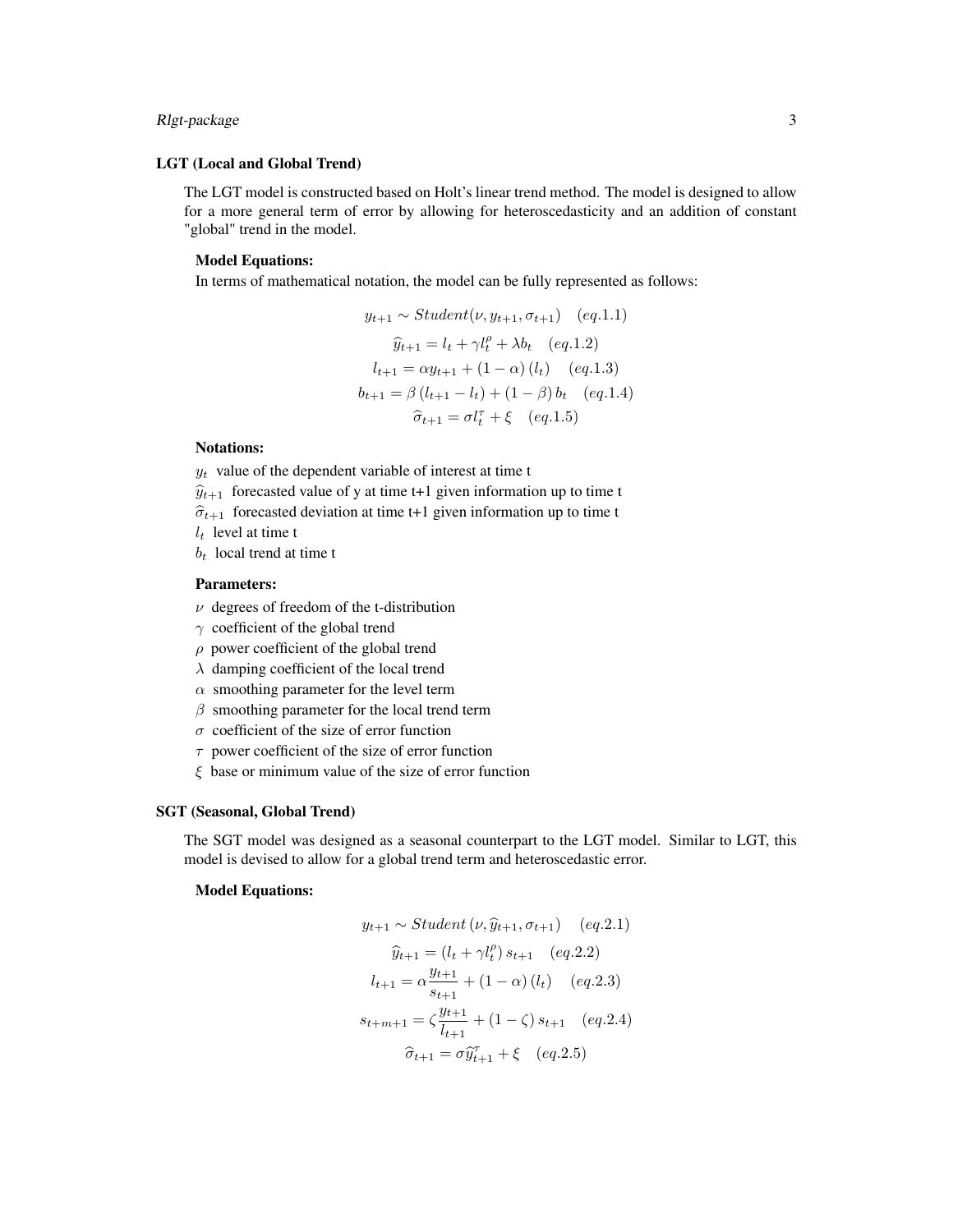### LGT (Local and Global Trend)

The LGT model is constructed based on Holt's linear trend method. The model is designed to allow for a more general term of error by allowing for heteroscedasticity and an addition of constant "global" trend in the model.

**Model Equations:**

In terms of mathematical notation, the model can be fully represented as follows:

$$y_{t+1} \sim Student(\nu, y_{t+1}, \sigma_{t+1}) \quad (eq.1.1)$$

$$\widehat{y}_{t+1} = l_t + \gamma l_t^{\rho} + \lambda b_t \quad (eq.1.2)$$

$$l_{t+1} = \alpha y_{t+1} + (1 - \alpha)(l_t) \quad (eq.1.3)$$

$$b_{t+1} = \beta(l_{t+1} - l_t) + (1 - \beta) b_t \quad (eq.1.4)$$

$$\widehat{\sigma}_{t+1} = \sigma l_t^{\tau} + \xi \quad (eq.1.5)$$

**Notations:**

- $y_t$ value of the dependent variable of interest at time t
- $\widehat{y}_{t+1}$ forecasted value of y at time t+1 given information up to time t
- $\widehat{\sigma}_{t+1}$ forecasted deviation at time t+1 given information up to time t
- $l_t$ level at time t
- $b_t$ local trend at time t

**Parameters:**

- $\nu$ degrees of freedom of the t-distribution
- $\gamma$ coefficient of the global trend
- $\rho$ power coefficient of the global trend
- $\lambda$ damping coefficient of the local trend
- $\alpha$ smoothing parameter for the level term
- $\beta$ smoothing parameter for the local trend term
- $\sigma$ coefficient of the size of error function
- $\tau$ power coefficient of the size of error function
- $\xi$ base or minimum value of the size of error function

### SGT (Seasonal, Global Trend)

The SGT model was designed as a seasonal counterpart to the LGT model. Similar to LGT, this model is devised to allow for a global trend term and heteroscedastic error.

**Model Equations:**

$$y_{t+1} \sim Student(\nu, \widehat{y}_{t+1}, \sigma_{t+1}) \quad (eq.2.1)$$

$$\widehat{y}_{t+1} = (l_t + \gamma l_t^{\rho}) s_{t+1} \quad (eq.2.2)$$

$$l_{t+1} = \alpha \frac{y_{t+1}}{s_{t+1}} + (1 - \alpha)(l_t) \quad (eq.2.3)$$

$$s_{t+m+1} = \zeta \frac{y_{t+1}}{l_{t+1}} + (1 - \zeta) s_{t+1} \quad (eq.2.4)$$

$$\widehat{\sigma}_{t+1} = \sigma \widehat{y}_{t+1}^{\tau} + \xi \quad (eq.2.5)$$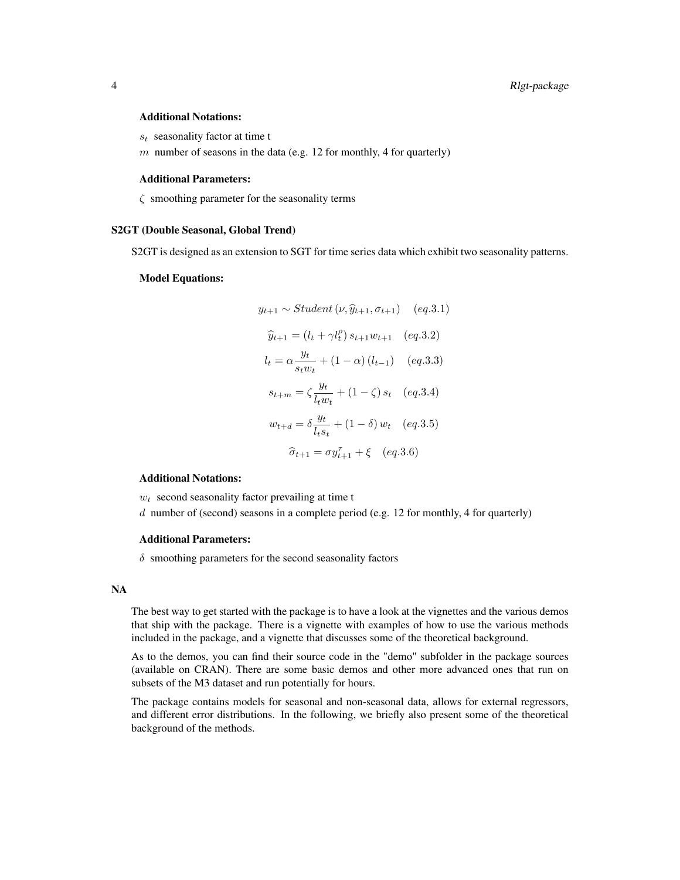**Additional Notations:**

$s_t$ seasonality factor at time t

$m$ number of seasons in the data (e.g. 12 for monthly, 4 for quarterly)

**Additional Parameters:**

$\zeta$ smoothing parameter for the seasonality terms

### S2GT (Double Seasonal, Global Trend)

S2GT is designed as an extension to SGT for time series data which exhibit two seasonality patterns.

**Model Equations:**

$$y_{t+1} \sim Student\left(\nu, \widehat{y}_{t+1}, \sigma_{t+1}\right) \quad (eq.3.1)$$

$$\widehat{y}_{t+1} = \left(l_t + \gamma l_t^{\rho}\right) s_{t+1} w_{t+1} \quad (eq.3.2)$$

$$l_t = \alpha \frac{y_t}{s_t w_t} + (1-\alpha)\left(l_{t-1}\right) \quad (eq.3.3)$$

$$s_{t+m} = \zeta \frac{y_t}{l_t w_t} + (1-\zeta)\, s_t \quad (eq.3.4)$$

$$w_{t+d} = \delta \frac{y_t}{l_t s_t} + (1-\delta)\, w_t \quad (eq.3.5)$$

$$\widehat{\sigma}_{t+1} = \sigma y_{t+1}^{\tau} + \xi \quad (eq.3.6)$$

**Additional Notations:**

$w_t$ second seasonality factor prevailing at time t

$d$ number of (second) seasons in a complete period (e.g. 12 for monthly, 4 for quarterly)

**Additional Parameters:**

$\delta$ smoothing parameters for the second seasonality factors

## NA

The best way to get started with the package is to have a look at the vignettes and the various demos that ship with the package. There is a vignette with examples of how to use the various methods included in the package, and a vignette that discusses some of the theoretical background.

As to the demos, you can find their source code in the "demo" subfolder in the package sources (available on CRAN). There are some basic demos and other more advanced ones that run on subsets of the M3 dataset and run potentially for hours.

The package contains models for seasonal and non-seasonal data, allows for external regressors, and different error distributions. In the following, we briefly also present some of the theoretical background of the methods.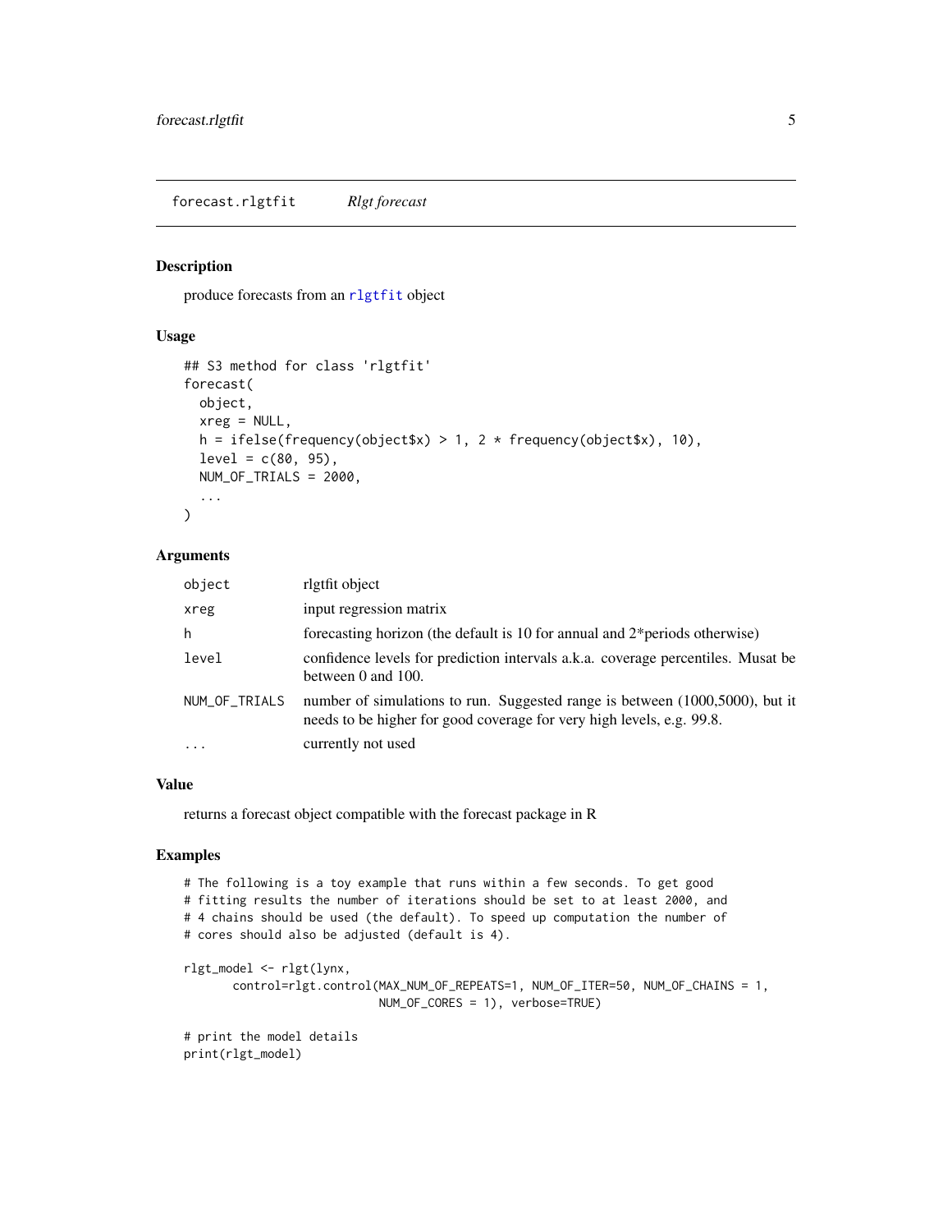forecast.rlgtfit *Rlgt forecast*

### Description

produce forecasts from an rlgtfit object

### Usage

```
## S3 method for class 'rlgtfit'
forecast(
  object,
  xreg = NULL,
  h = ifelse(frequency(object$x) > 1, 2 * frequency(object$x), 10),
  level = c(80, 95),
  NUM_OF_TRIALS = 2000,
  ...
)
```

### Arguments

| | |
|---|---|
| `object` | rlgtfit object |
| `xreg` | input regression matrix |
| `h` | forecasting horizon (the default is 10 for annual and 2*periods otherwise) |
| `level` | confidence levels for prediction intervals a.k.a. coverage percentiles. Musat be between 0 and 100. |
| `NUM_OF_TRIALS` | number of simulations to run. Suggested range is between (1000,5000), but it needs to be higher for good coverage for very high levels, e.g. 99.8. |
| `...` | currently not used |

### Value

returns a forecast object compatible with the forecast package in R

### Examples

```
# The following is a toy example that runs within a few seconds. To get good
# fitting results the number of iterations should be set to at least 2000, and
# 4 chains should be used (the default). To speed up computation the number of
# cores should also be adjusted (default is 4).

rlgt_model <- rlgt(lynx,
       control=rlgt.control(MAX_NUM_OF_REPEATS=1, NUM_OF_ITER=50, NUM_OF_CHAINS = 1,
                            NUM_OF_CORES = 1), verbose=TRUE)

# print the model details
print(rlgt_model)
```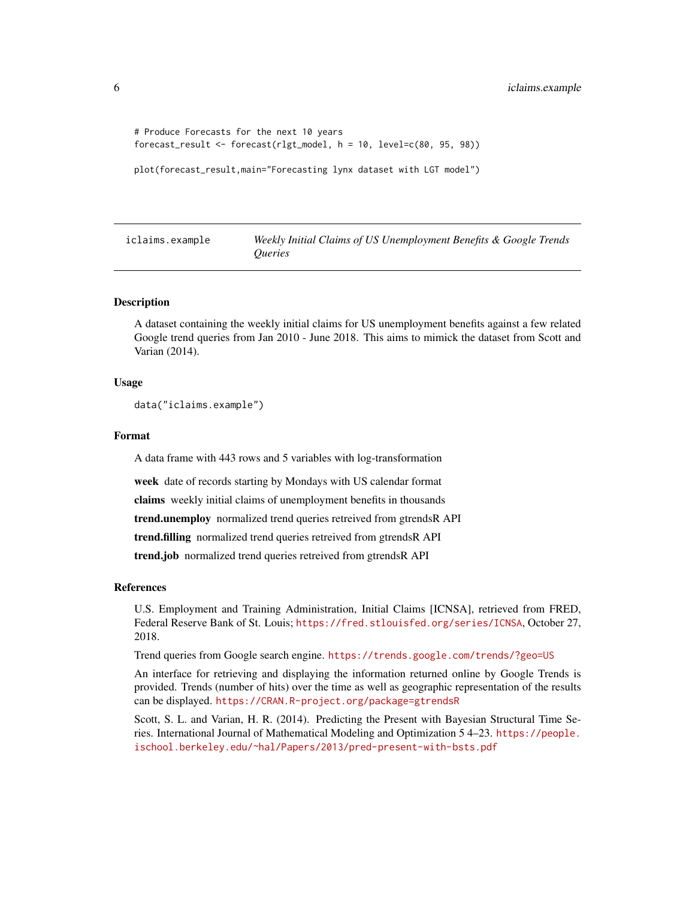```
# Produce Forecasts for the next 10 years
forecast_result <- forecast(rlgt_model, h = 10, level=c(80, 95, 98))

plot(forecast_result,main="Forecasting lynx dataset with LGT model")
```

## iclaims.example — *Weekly Initial Claims of US Unemployment Benefits & Google Trends Queries*

### Description

A dataset containing the weekly initial claims for US unemployment benefits against a few related Google trend queries from Jan 2010 - June 2018. This aims to mimick the dataset from Scott and Varian (2014).

### Usage

```
data("iclaims.example")
```

### Format

A data frame with 443 rows and 5 variables with log-transformation

**week** date of records starting by Mondays with US calendar format

**claims** weekly initial claims of unemployment benefits in thousands

**trend.unemploy** normalized trend queries retreived from gtrendsR API

**trend.filling** normalized trend queries retreived from gtrendsR API

**trend.job** normalized trend queries retreived from gtrendsR API

### References

U.S. Employment and Training Administration, Initial Claims [ICNSA], retrieved from FRED, Federal Reserve Bank of St. Louis; https://fred.stlouisfed.org/series/ICNSA, October 27, 2018.

Trend queries from Google search engine. https://trends.google.com/trends/?geo=US

An interface for retrieving and displaying the information returned online by Google Trends is provided. Trends (number of hits) over the time as well as geographic representation of the results can be displayed. https://CRAN.R-project.org/package=gtrendsR

Scott, S. L. and Varian, H. R. (2014). Predicting the Present with Bayesian Structural Time Series. International Journal of Mathematical Modeling and Optimization 5 4–23. https://people.ischool.berkeley.edu/~hal/Papers/2013/pred-present-with-bsts.pdf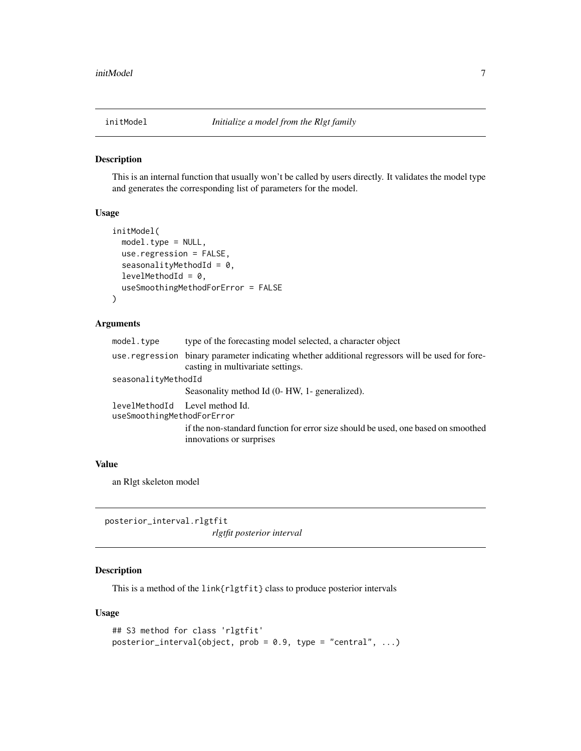## initModel *Initialize a model from the Rlgt family*

### Description

This is an internal function that usually won't be called by users directly. It validates the model type and generates the corresponding list of parameters for the model.

### Usage

```
initModel(
  model.type = NULL,
  use.regression = FALSE,
  seasonalityMethodId = 0,
  levelMethodId = 0,
  useSmoothingMethodForError = FALSE
)
```

### Arguments

| | |
|---|---|
| `model.type` | type of the forecasting model selected, a character object |
| `use.regression` | binary parameter indicating whether additional regressors will be used for forecasting in multivariate settings. |
| `seasonalityMethodId` | Seasonality method Id (0- HW, 1- generalized). |
| `levelMethodId` | Level method Id. |
| `useSmoothingMethodForError` | if the non-standard function for error size should be used, one based on smoothed innovations or surprises |

### Value

an Rlgt skeleton model

## posterior_interval.rlgtfit *rlgtfit posterior interval*

### Description

This is a method of the `link{rlgtfit}` class to produce posterior intervals

### Usage

```
## S3 method for class 'rlgtfit'
posterior_interval(object, prob = 0.9, type = "central", ...)
```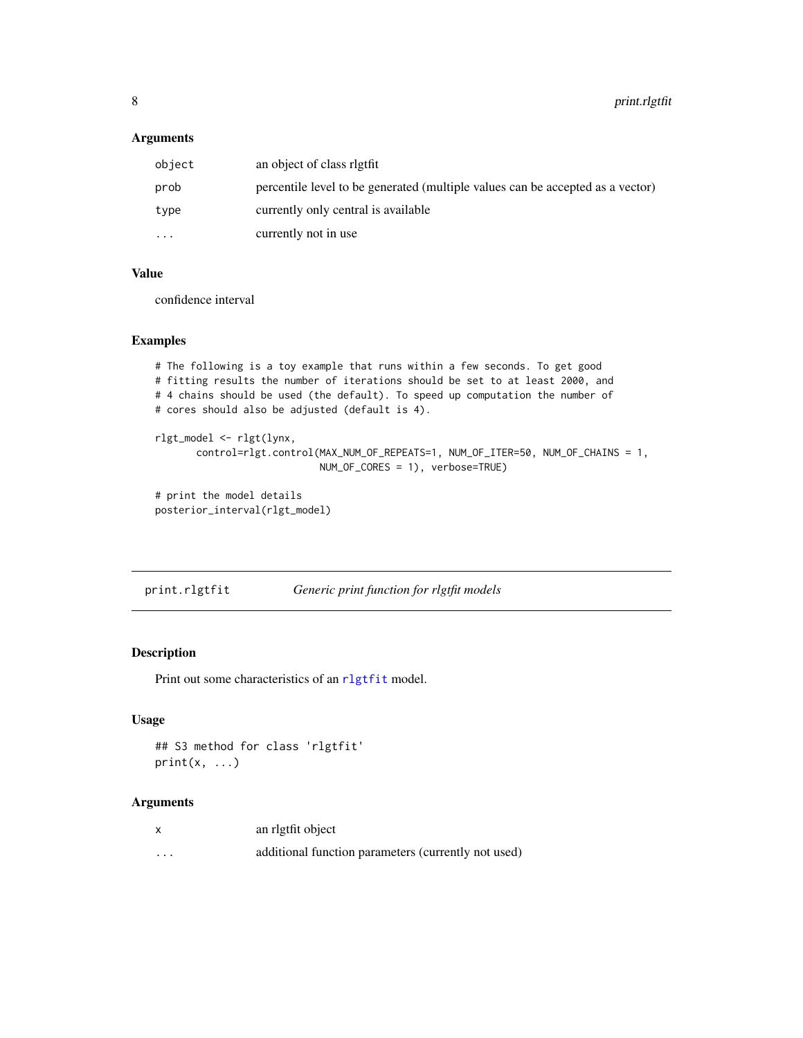### Arguments

| | |
|---|---|
| object | an object of class rlgtfit |
| prob | percentile level to be generated (multiple values can be accepted as a vector) |
| type | currently only central is available |
| ... | currently not in use |

### Value

confidence interval

### Examples

```
# The following is a toy example that runs within a few seconds. To get good
# fitting results the number of iterations should be set to at least 2000, and
# 4 chains should be used (the default). To speed up computation the number of
# cores should also be adjusted (default is 4).

rlgt_model <- rlgt(lynx,
       control=rlgt.control(MAX_NUM_OF_REPEATS=1, NUM_OF_ITER=50, NUM_OF_CHAINS = 1,
                         NUM_OF_CORES = 1), verbose=TRUE)

# print the model details
posterior_interval(rlgt_model)
```

---

## print.rlgtfit *Generic print function for rlgtfit models*

### Description

Print out some characteristics of an rlgtfit model.

### Usage

```
## S3 method for class 'rlgtfit'
print(x, ...)
```

### Arguments

| | |
|---|---|
| x | an rlgtfit object |
| ... | additional function parameters (currently not used) |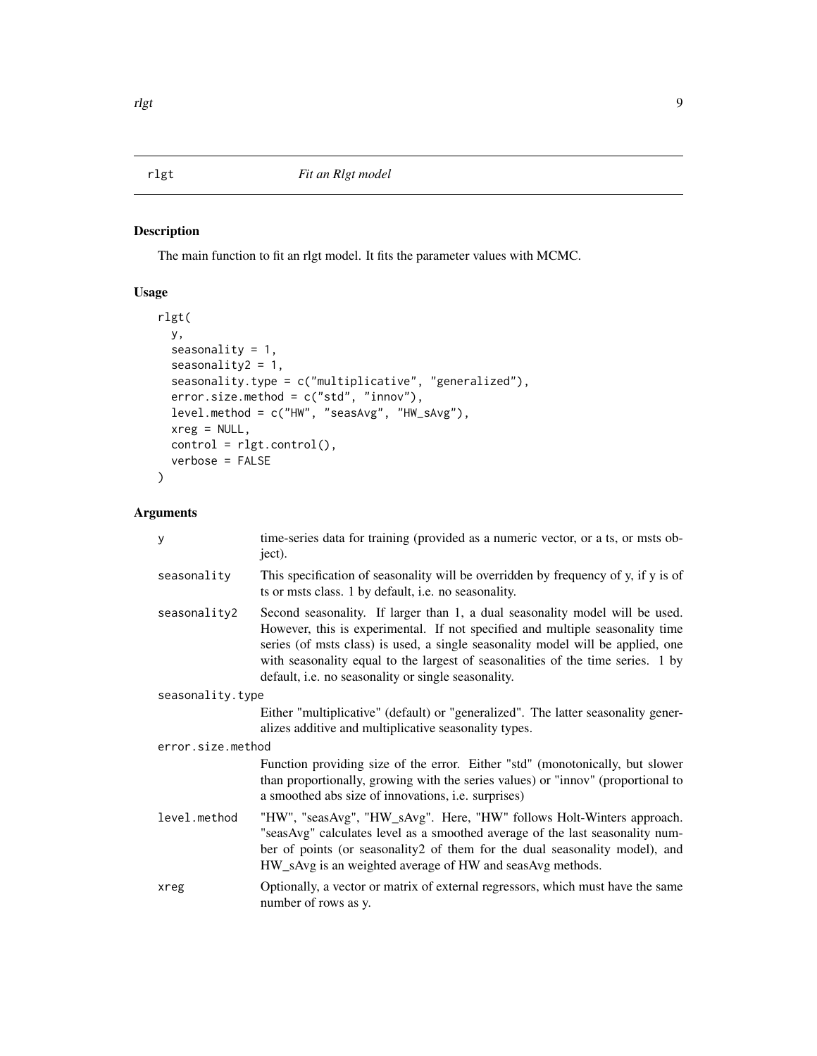## rlgt — *Fit an Rlgt model*

### Description

The main function to fit an rlgt model. It fits the parameter values with MCMC.

### Usage

```
rlgt(
  y,
  seasonality = 1,
  seasonality2 = 1,
  seasonality.type = c("multiplicative", "generalized"),
  error.size.method = c("std", "innov"),
  level.method = c("HW", "seasAvg", "HW_sAvg"),
  xreg = NULL,
  control = rlgt.control(),
  verbose = FALSE
)
```

### Arguments

| Argument | Description |
| --- | --- |
| y | time-series data for training (provided as a numeric vector, or a ts, or msts object). |
| seasonality | This specification of seasonality will be overridden by frequency of y, if y is of ts or msts class. 1 by default, i.e. no seasonality. |
| seasonality2 | Second seasonality. If larger than 1, a dual seasonality model will be used. However, this is experimental. If not specified and multiple seasonality time series (of msts class) is used, a single seasonality model will be applied, one with seasonality equal to the largest of seasonalities of the time series. 1 by default, i.e. no seasonality or single seasonality. |
| seasonality.type | Either "multiplicative" (default) or "generalized". The latter seasonality generalizes additive and multiplicative seasonality types. |
| error.size.method | Function providing size of the error. Either "std" (monotonically, but slower than proportionally, growing with the series values) or "innov" (proportional to a smoothed abs size of innovations, i.e. surprises) |
| level.method | "HW", "seasAvg", "HW_sAvg". Here, "HW" follows Holt-Winters approach. "seasAvg" calculates level as a smoothed average of the last seasonality number of points (or seasonality2 of them for the dual seasonality model), and HW_sAvg is an weighted average of HW and seasAvg methods. |
| xreg | Optionally, a vector or matrix of external regressors, which must have the same number of rows as y. |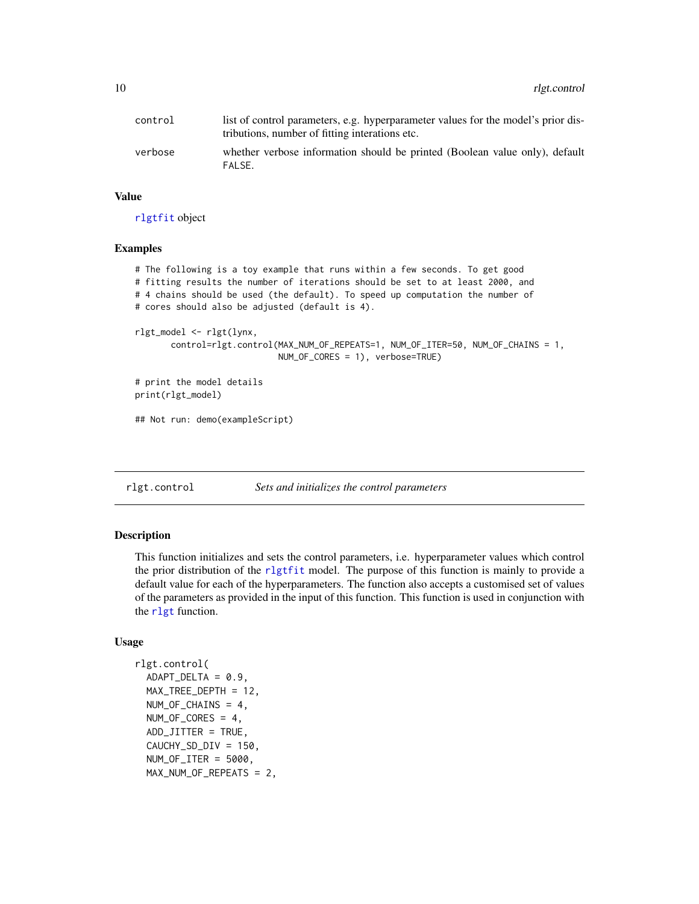| | |
|---|---|
| control | list of control parameters, e.g. hyperparameter values for the model's prior distributions, number of fitting interations etc. |
| verbose | whether verbose information should be printed (Boolean value only), default FALSE. |

### Value

rlgtfit object

### Examples

```
# The following is a toy example that runs within a few seconds. To get good
# fitting results the number of iterations should be set to at least 2000, and
# 4 chains should be used (the default). To speed up computation the number of
# cores should also be adjusted (default is 4).

rlgt_model <- rlgt(lynx,
       control=rlgt.control(MAX_NUM_OF_REPEATS=1, NUM_OF_ITER=50, NUM_OF_CHAINS = 1,
                            NUM_OF_CORES = 1), verbose=TRUE)

# print the model details
print(rlgt_model)

## Not run: demo(exampleScript)
```

## rlgt.control — *Sets and initializes the control parameters*

### Description

This function initializes and sets the control parameters, i.e. hyperparameter values which control the prior distribution of the rlgtfit model. The purpose of this function is mainly to provide a default value for each of the hyperparameters. The function also accepts a customised set of values of the parameters as provided in the input of this function. This function is used in conjunction with the rlgt function.

### Usage

```
rlgt.control(
  ADAPT_DELTA = 0.9,
  MAX_TREE_DEPTH = 12,
  NUM_OF_CHAINS = 4,
  NUM_OF_CORES = 4,
  ADD_JITTER = TRUE,
  CAUCHY_SD_DIV = 150,
  NUM_OF_ITER = 5000,
  MAX_NUM_OF_REPEATS = 2,
```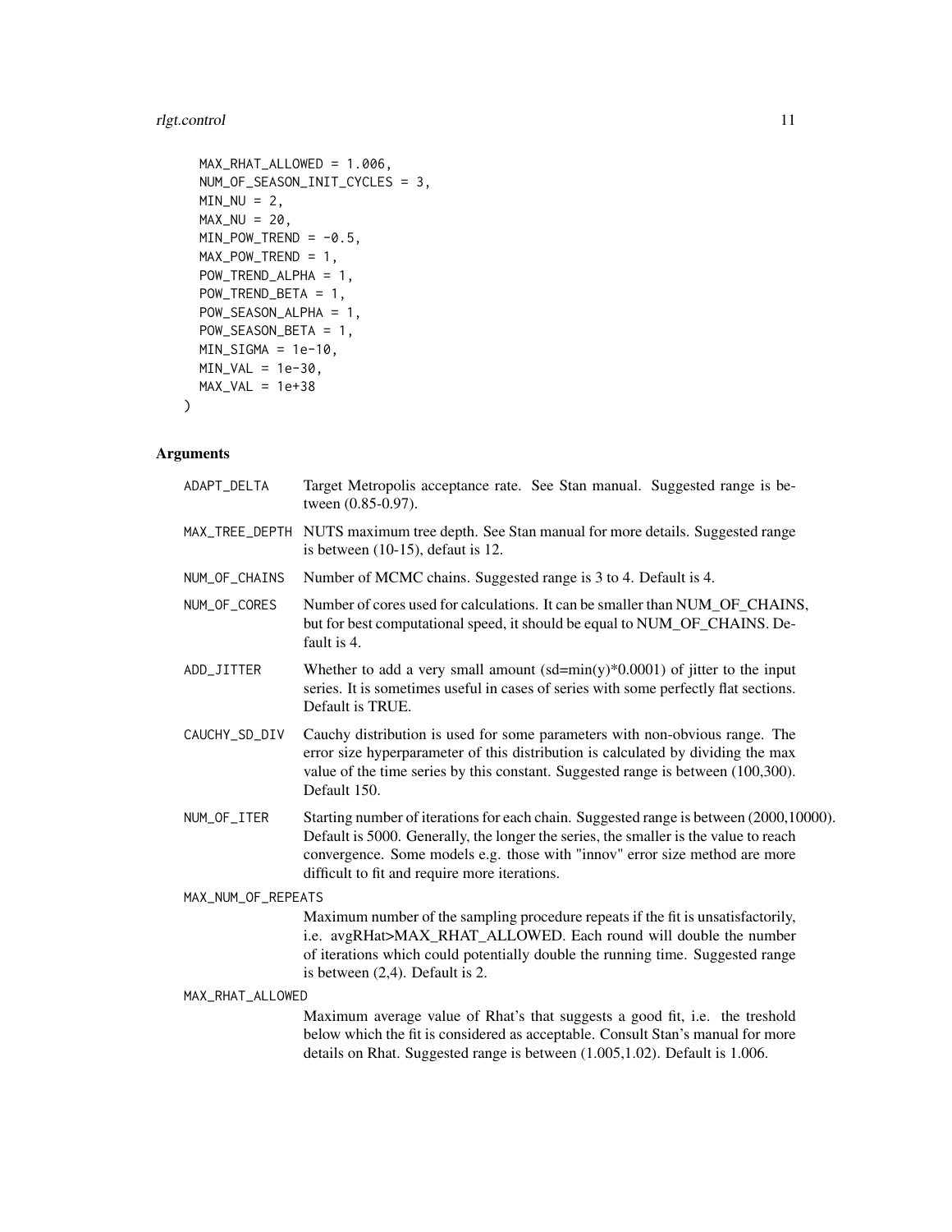```
  MAX_RHAT_ALLOWED = 1.006,
  NUM_OF_SEASON_INIT_CYCLES = 3,
  MIN_NU = 2,
  MAX_NU = 20,
  MIN_POW_TREND = -0.5,
  MAX_POW_TREND = 1,
  POW_TREND_ALPHA = 1,
  POW_TREND_BETA = 1,
  POW_SEASON_ALPHA = 1,
  POW_SEASON_BETA = 1,
  MIN_SIGMA = 1e-10,
  MIN_VAL = 1e-30,
  MAX_VAL = 1e+38
)
```

## Arguments

**ADAPT_DELTA** Target Metropolis acceptance rate. See Stan manual. Suggested range is between (0.85-0.97).

**MAX_TREE_DEPTH** NUTS maximum tree depth. See Stan manual for more details. Suggested range is between (10-15), defaut is 12.

**NUM_OF_CHAINS** Number of MCMC chains. Suggested range is 3 to 4. Default is 4.

**NUM_OF_CORES** Number of cores used for calculations. It can be smaller than NUM_OF_CHAINS, but for best computational speed, it should be equal to NUM_OF_CHAINS. Default is 4.

**ADD_JITTER** Whether to add a very small amount (sd=min(y)*0.0001) of jitter to the input series. It is sometimes useful in cases of series with some perfectly flat sections. Default is TRUE.

**CAUCHY_SD_DIV** Cauchy distribution is used for some parameters with non-obvious range. The error size hyperparameter of this distribution is calculated by dividing the max value of the time series by this constant. Suggested range is between (100,300). Default 150.

**NUM_OF_ITER** Starting number of iterations for each chain. Suggested range is between (2000,10000). Default is 5000. Generally, the longer the series, the smaller is the value to reach convergence. Some models e.g. those with "innov" error size method are more difficult to fit and require more iterations.

**MAX_NUM_OF_REPEATS** Maximum number of the sampling procedure repeats if the fit is unsatisfactorily, i.e. avgRHat>MAX_RHAT_ALLOWED. Each round will double the number of iterations which could potentially double the running time. Suggested range is between (2,4). Default is 2.

**MAX_RHAT_ALLOWED** Maximum average value of Rhat's that suggests a good fit, i.e. the treshold below which the fit is considered as acceptable. Consult Stan's manual for more details on Rhat. Suggested range is between (1.005,1.02). Default is 1.006.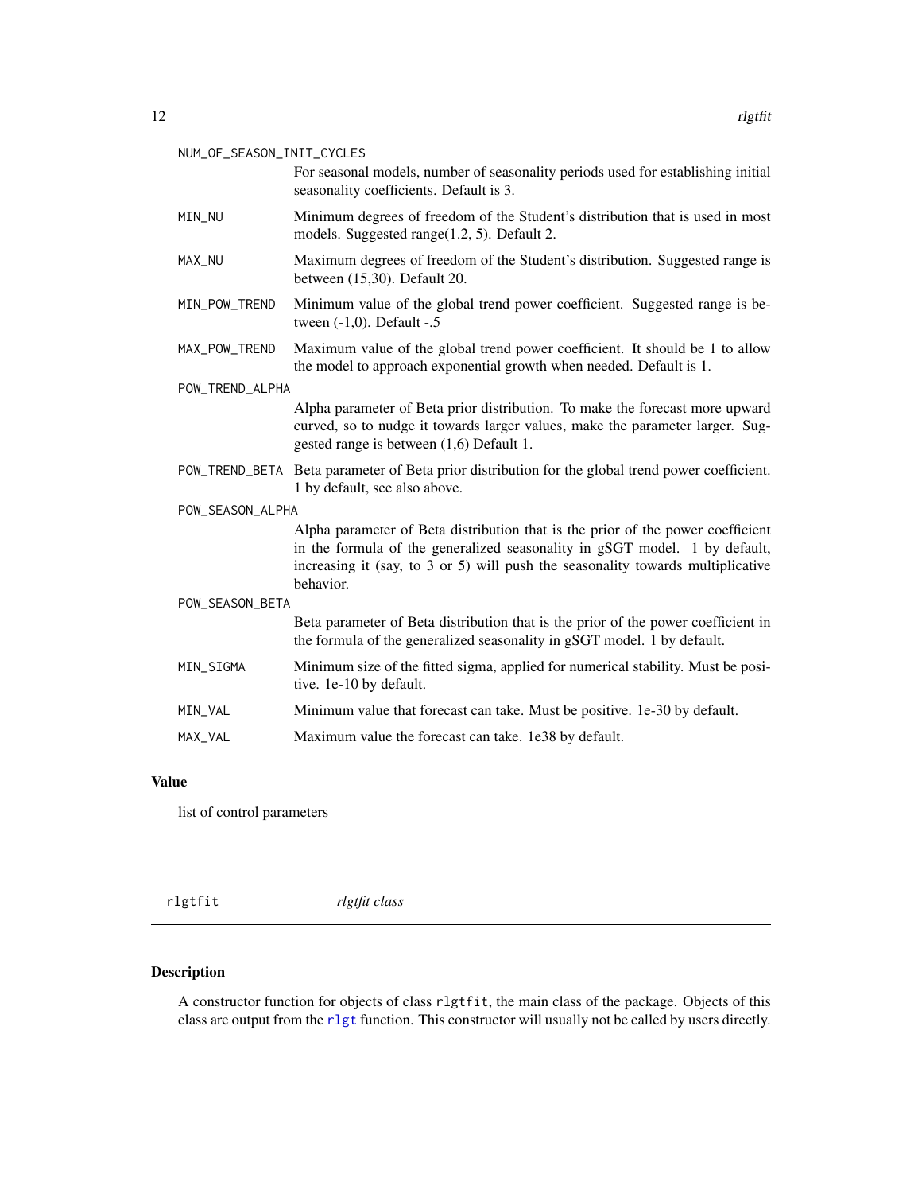| | |
|---|---|
| NUM_OF_SEASON_INIT_CYCLES | For seasonal models, number of seasonality periods used for establishing initial seasonality coefficients. Default is 3. |
| MIN_NU | Minimum degrees of freedom of the Student's distribution that is used in most models. Suggested range(1.2, 5). Default 2. |
| MAX_NU | Maximum degrees of freedom of the Student's distribution. Suggested range is between (15,30). Default 20. |
| MIN_POW_TREND | Minimum value of the global trend power coefficient. Suggested range is between (-1,0). Default -.5 |
| MAX_POW_TREND | Maximum value of the global trend power coefficient. It should be 1 to allow the model to approach exponential growth when needed. Default is 1. |
| POW_TREND_ALPHA | Alpha parameter of Beta prior distribution. To make the forecast more upward curved, so to nudge it towards larger values, make the parameter larger. Suggested range is between (1,6) Default 1. |
| POW_TREND_BETA | Beta parameter of Beta prior distribution for the global trend power coefficient. 1 by default, see also above. |
| POW_SEASON_ALPHA | Alpha parameter of Beta distribution that is the prior of the power coefficient in the formula of the generalized seasonality in gSGT model. 1 by default, increasing it (say, to 3 or 5) will push the seasonality towards multiplicative behavior. |
| POW_SEASON_BETA | Beta parameter of Beta distribution that is the prior of the power coefficient in the formula of the generalized seasonality in gSGT model. 1 by default. |
| MIN_SIGMA | Minimum size of the fitted sigma, applied for numerical stability. Must be positive. 1e-10 by default. |
| MIN_VAL | Minimum value that forecast can take. Must be positive. 1e-30 by default. |
| MAX_VAL | Maximum value the forecast can take. 1e38 by default. |

## Value

list of control parameters

---

`rlgtfit` *rlgtfit class*

---

## Description

A constructor function for objects of class `rlgtfit`, the main class of the package. Objects of this class are output from the `rlgt` function. This constructor will usually not be called by users directly.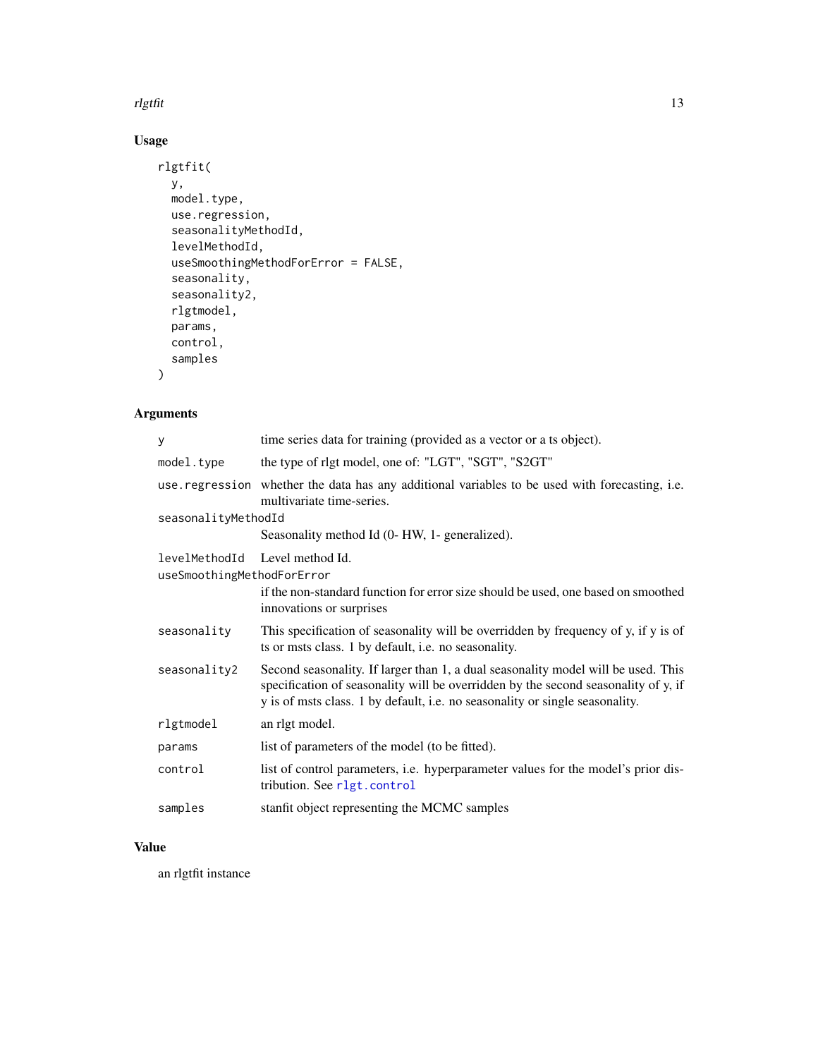## Usage

```
rlgtfit(
  y,
  model.type,
  use.regression,
  seasonalityMethodId,
  levelMethodId,
  useSmoothingMethodForError = FALSE,
  seasonality,
  seasonality2,
  rlgtmodel,
  params,
  control,
  samples
)
```

## Arguments

| Argument | Description |
|---|---|
| `y` | time series data for training (provided as a vector or a ts object). |
| `model.type` | the type of rlgt model, one of: "LGT", "SGT", "S2GT" |
| `use.regression` | whether the data has any additional variables to be used with forecasting, i.e. multivariate time-series. |
| `seasonalityMethodId` | Seasonality method Id (0- HW, 1- generalized). |
| `levelMethodId` | Level method Id. |
| `useSmoothingMethodForError` | if the non-standard function for error size should be used, one based on smoothed innovations or surprises |
| `seasonality` | This specification of seasonality will be overridden by frequency of y, if y is of ts or msts class. 1 by default, i.e. no seasonality. |
| `seasonality2` | Second seasonality. If larger than 1, a dual seasonality model will be used. This specification of seasonality will be overridden by the second seasonality of y, if y is of msts class. 1 by default, i.e. no seasonality or single seasonality. |
| `rlgtmodel` | an rlgt model. |
| `params` | list of parameters of the model (to be fitted). |
| `control` | list of control parameters, i.e. hyperparameter values for the model's prior distribution. See `rlgt.control` |
| `samples` | stanfit object representing the MCMC samples |

## Value

an rlgtfit instance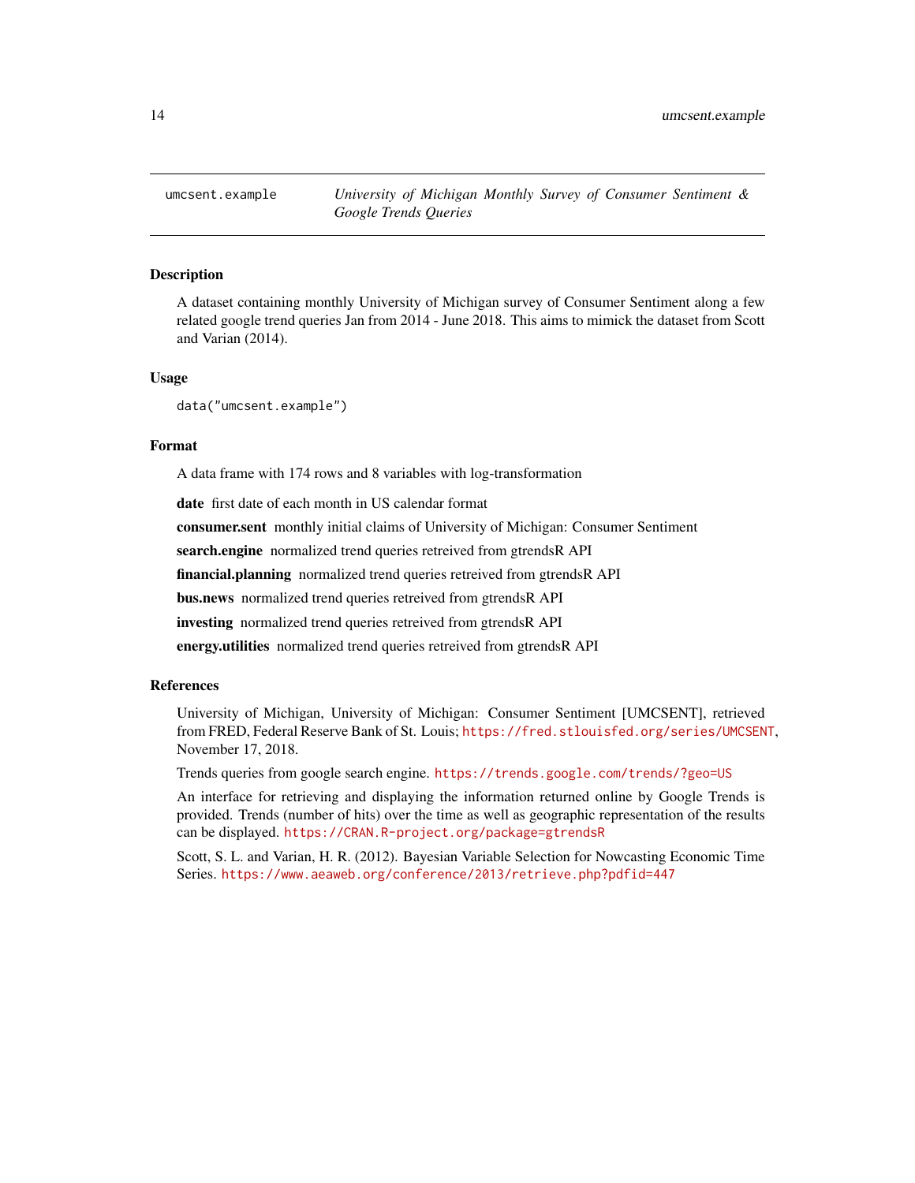## umcsent.example — *University of Michigan Monthly Survey of Consumer Sentiment & Google Trends Queries*

### Description

A dataset containing monthly University of Michigan survey of Consumer Sentiment along a few related google trend queries Jan from 2014 - June 2018. This aims to mimick the dataset from Scott and Varian (2014).

### Usage

```
data("umcsent.example")
```

### Format

A data frame with 174 rows and 8 variables with log-transformation

**date** first date of each month in US calendar format

**consumer.sent** monthly initial claims of University of Michigan: Consumer Sentiment

**search.engine** normalized trend queries retreived from gtrendsR API

**financial.planning** normalized trend queries retreived from gtrendsR API

**bus.news** normalized trend queries retreived from gtrendsR API

**investing** normalized trend queries retreived from gtrendsR API

**energy.utilities** normalized trend queries retreived from gtrendsR API

### References

University of Michigan, University of Michigan: Consumer Sentiment [UMCSENT], retrieved from FRED, Federal Reserve Bank of St. Louis; https://fred.stlouisfed.org/series/UMCSENT, November 17, 2018.

Trends queries from google search engine. https://trends.google.com/trends/?geo=US

An interface for retrieving and displaying the information returned online by Google Trends is provided. Trends (number of hits) over the time as well as geographic representation of the results can be displayed. https://CRAN.R-project.org/package=gtrendsR

Scott, S. L. and Varian, H. R. (2012). Bayesian Variable Selection for Nowcasting Economic Time Series. https://www.aeaweb.org/conference/2013/retrieve.php?pdfid=447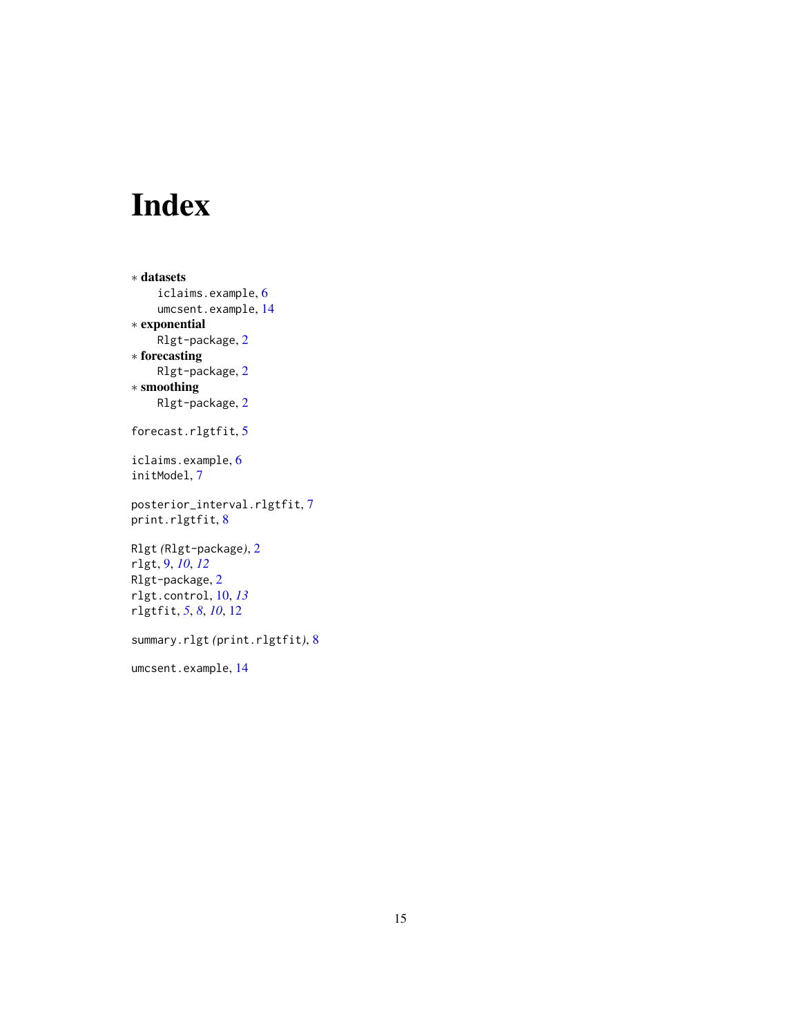# Index

∗ **datasets**
  iclaims.example, 6
  umcsent.example, 14
∗ **exponential**
  Rlgt-package, 2
∗ **forecasting**
  Rlgt-package, 2
∗ **smoothing**
  Rlgt-package, 2

forecast.rlgtfit, 5

iclaims.example, 6
initModel, 7

posterior_interval.rlgtfit, 7
print.rlgtfit, 8

Rlgt *(*Rlgt-package*)*, 2
rlgt, 9, *10*, *12*
Rlgt-package, 2
rlgt.control, 10, *13*
rlgtfit, *5*, *8*, *10*, 12

summary.rlgt *(*print.rlgtfit*)*, 8

umcsent.example, 14